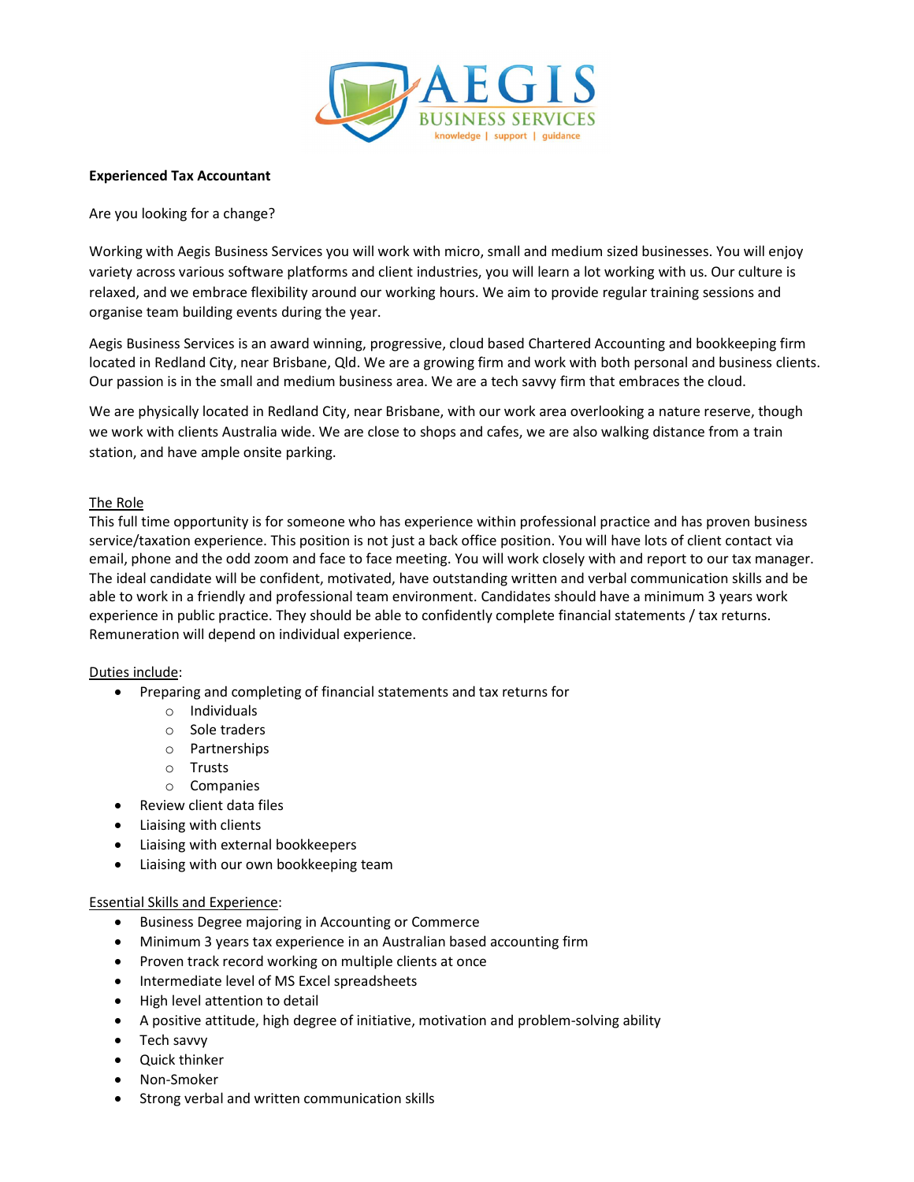AEGIS BUSINESS SERVICES
knowledge | support | guidance

**Experienced Tax Accountant**

Are you looking for a change?

Working with Aegis Business Services you will work with micro, small and medium sized businesses. You will enjoy variety across various software platforms and client industries, you will learn a lot working with us. Our culture is relaxed, and we embrace flexibility around our working hours. We aim to provide regular training sessions and organise team building events during the year.

Aegis Business Services is an award winning, progressive, cloud based Chartered Accounting and bookkeeping firm located in Redland City, near Brisbane, Qld. We are a growing firm and work with both personal and business clients. Our passion is in the small and medium business area. We are a tech savvy firm that embraces the cloud.

We are physically located in Redland City, near Brisbane, with our work area overlooking a nature reserve, though we work with clients Australia wide. We are close to shops and cafes, we are also walking distance from a train station, and have ample onsite parking.

The Role

This full time opportunity is for someone who has experience within professional practice and has proven business service/taxation experience. This position is not just a back office position. You will have lots of client contact via email, phone and the odd zoom and face to face meeting. You will work closely with and report to our tax manager. The ideal candidate will be confident, motivated, have outstanding written and verbal communication skills and be able to work in a friendly and professional team environment. Candidates should have a minimum 3 years work experience in public practice. They should be able to confidently complete financial statements / tax returns. Remuneration will depend on individual experience.

Duties include:

- Preparing and completing of financial statements and tax returns for
  - Individuals
  - Sole traders
  - Partnerships
  - Trusts
  - Companies
- Review client data files
- Liaising with clients
- Liaising with external bookkeepers
- Liaising with our own bookkeeping team

Essential Skills and Experience:

- Business Degree majoring in Accounting or Commerce
- Minimum 3 years tax experience in an Australian based accounting firm
- Proven track record working on multiple clients at once
- Intermediate level of MS Excel spreadsheets
- High level attention to detail
- A positive attitude, high degree of initiative, motivation and problem-solving ability
- Tech savvy
- Quick thinker
- Non-Smoker
- Strong verbal and written communication skills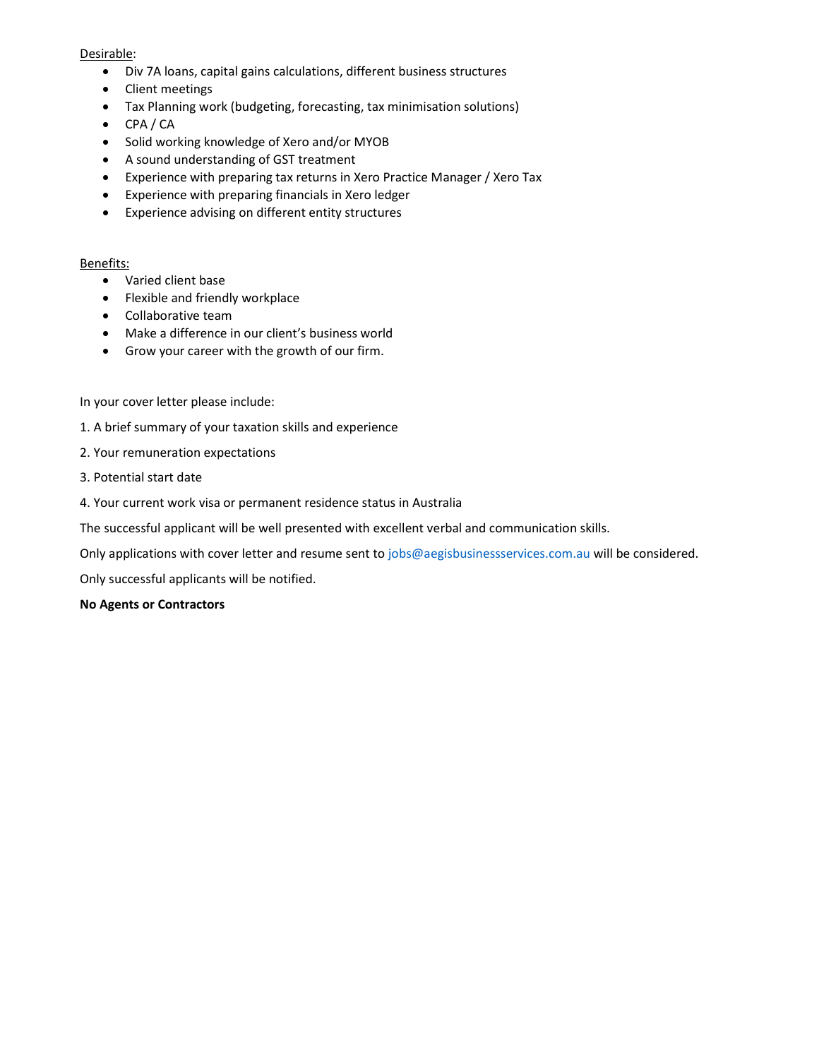Desirable:

- Div 7A loans, capital gains calculations, different business structures
- Client meetings
- Tax Planning work (budgeting, forecasting, tax minimisation solutions)
- CPA / CA
- Solid working knowledge of Xero and/or MYOB
- A sound understanding of GST treatment
- Experience with preparing tax returns in Xero Practice Manager / Xero Tax
- Experience with preparing financials in Xero ledger
- Experience advising on different entity structures

Benefits:

- Varied client base
- Flexible and friendly workplace
- Collaborative team
- Make a difference in our client's business world
- Grow your career with the growth of our firm.

In your cover letter please include:

1. A brief summary of your taxation skills and experience
2. Your remuneration expectations
3. Potential start date
4. Your current work visa or permanent residence status in Australia

The successful applicant will be well presented with excellent verbal and communication skills.

Only applications with cover letter and resume sent to jobs@aegisbusinessservices.com.au will be considered.

Only successful applicants will be notified.

**No Agents or Contractors**